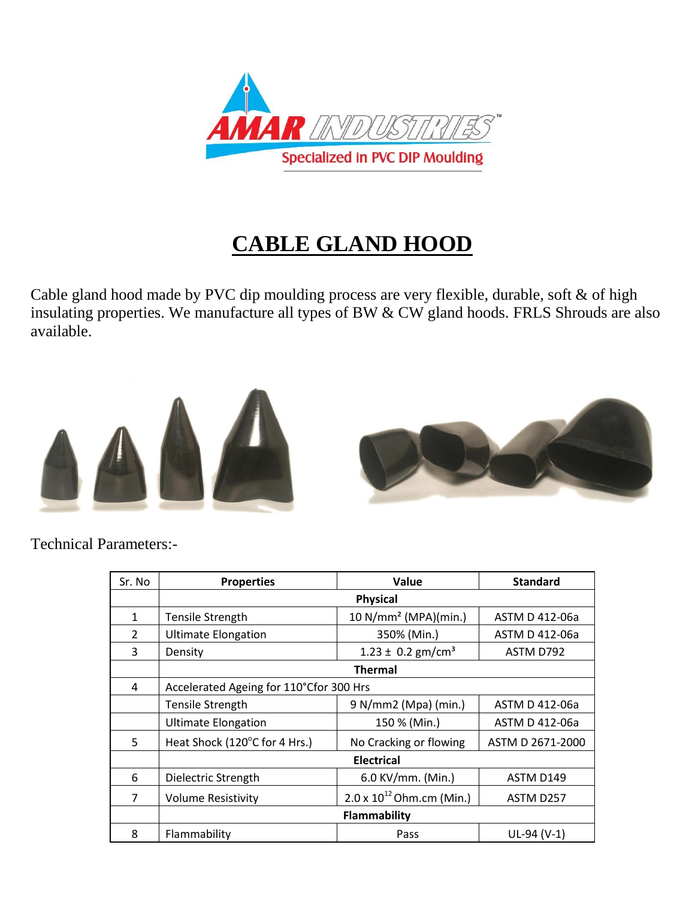# CABLE GLAND HOOD

Cable gland hood made by PVC dip moulding process are very flexible, durable, soft & of high insulating properties. We manufacture all types of BW & CW gland hoods. FRLS Shrouds are also available.

Technical Parameters:-

| Sr. No | Properties | Value | Standard |
|---|---|---|---|
| | **Physical** | | |
| 1 | Tensile Strength | 10 N/mm² (MPA)(min.) | ASTM D 412-06a |
| 2 | Ultimate Elongation | 350% (Min.) | ASTM D 412-06a |
| 3 | Density | 1.23 ± 0.2 gm/cm³ | ASTM D792 |
| | **Thermal** | | |
| 4 | Accelerated Ageing for 110°Cfor 300 Hrs | | |
| | Tensile Strength | 9 N/mm2 (Mpa) (min.) | ASTM D 412-06a |
| | Ultimate Elongation | 150 % (Min.) | ASTM D 412-06a |
| 5 | Heat Shock (120°C for 4 Hrs.) | No Cracking or flowing | ASTM D 2671-2000 |
| | **Electrical** | | |
| 6 | Dielectric Strength | 6.0 KV/mm. (Min.) | ASTM D149 |
| 7 | Volume Resistivity | $2.0 \times 10^{12}$ Ohm.cm (Min.) | ASTM D257 |
| | **Flammability** | | |
| 8 | Flammability | Pass | UL-94 (V-1) |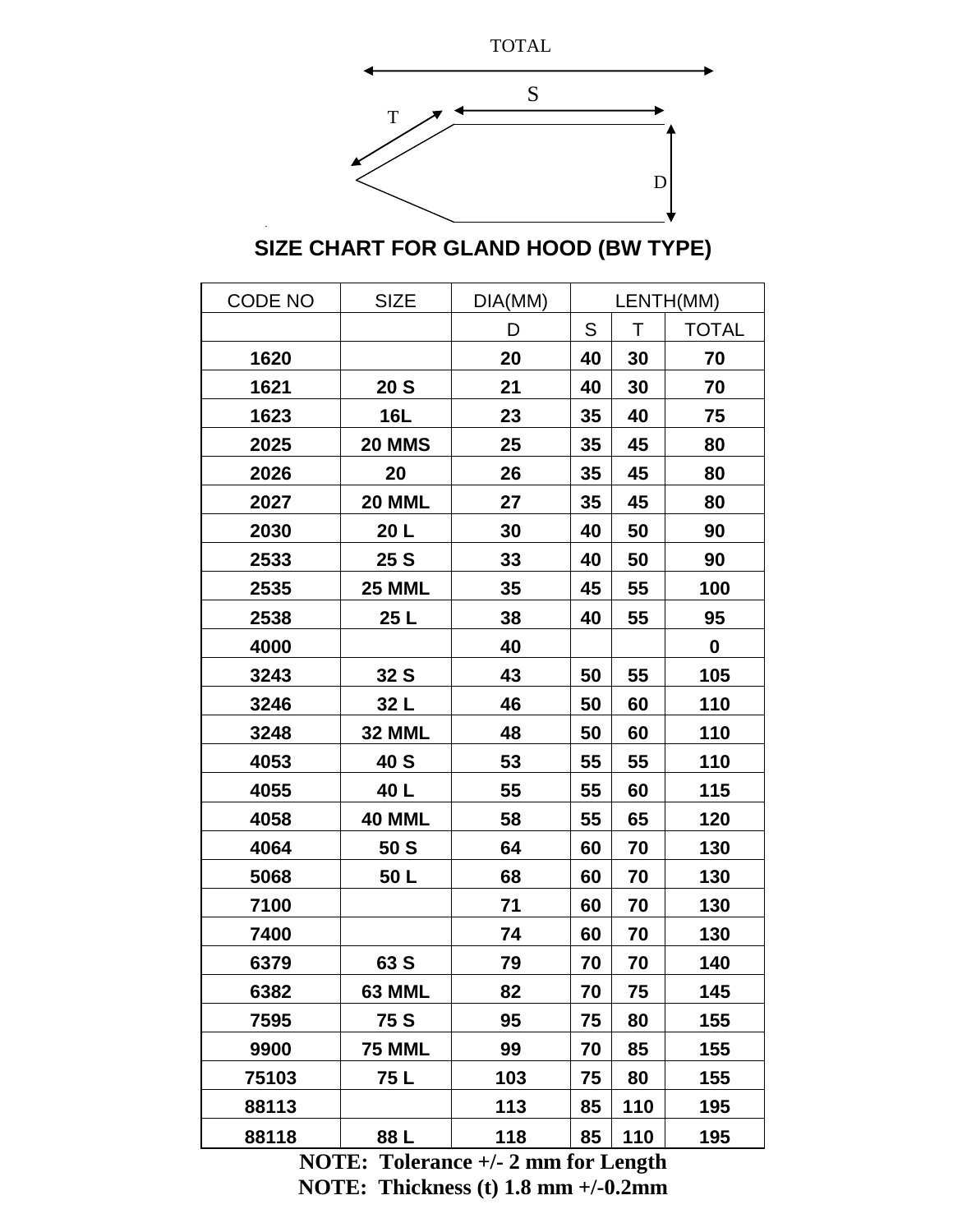TOTAL

S

T

D

## SIZE CHART FOR GLAND HOOD (BW TYPE)

| CODE NO | SIZE | DIA(MM) | LENTH(MM) | | |
|---|---|---|---|---|---|
| | | D | S | T | TOTAL |
| **1620** | | **20** | **40** | **30** | **70** |
| **1621** | **20 S** | **21** | **40** | **30** | **70** |
| **1623** | **16L** | **23** | **35** | **40** | **75** |
| **2025** | **20 MMS** | **25** | **35** | **45** | **80** |
| **2026** | **20** | **26** | **35** | **45** | **80** |
| **2027** | **20 MML** | **27** | **35** | **45** | **80** |
| **2030** | **20 L** | **30** | **40** | **50** | **90** |
| **2533** | **25 S** | **33** | **40** | **50** | **90** |
| **2535** | **25 MML** | **35** | **45** | **55** | **100** |
| **2538** | **25 L** | **38** | **40** | **55** | **95** |
| **4000** | | **40** | | | **0** |
| **3243** | **32 S** | **43** | **50** | **55** | **105** |
| **3246** | **32 L** | **46** | **50** | **60** | **110** |
| **3248** | **32 MML** | **48** | **50** | **60** | **110** |
| **4053** | **40 S** | **53** | **55** | **55** | **110** |
| **4055** | **40 L** | **55** | **55** | **60** | **115** |
| **4058** | **40 MML** | **58** | **55** | **65** | **120** |
| **4064** | **50 S** | **64** | **60** | **70** | **130** |
| **5068** | **50 L** | **68** | **60** | **70** | **130** |
| **7100** | | **71** | **60** | **70** | **130** |
| **7400** | | **74** | **60** | **70** | **130** |
| **6379** | **63 S** | **79** | **70** | **70** | **140** |
| **6382** | **63 MML** | **82** | **70** | **75** | **145** |
| **7595** | **75 S** | **95** | **75** | **80** | **155** |
| **9900** | **75 MML** | **99** | **70** | **85** | **155** |
| **75103** | **75 L** | **103** | **75** | **80** | **155** |
| **88113** | | **113** | **85** | **110** | **195** |
| **88118** | **88 L** | **118** | **85** | **110** | **195** |

**NOTE: Tolerance +/- 2 mm for Length**

**NOTE: Thickness (t) 1.8 mm +/-0.2mm**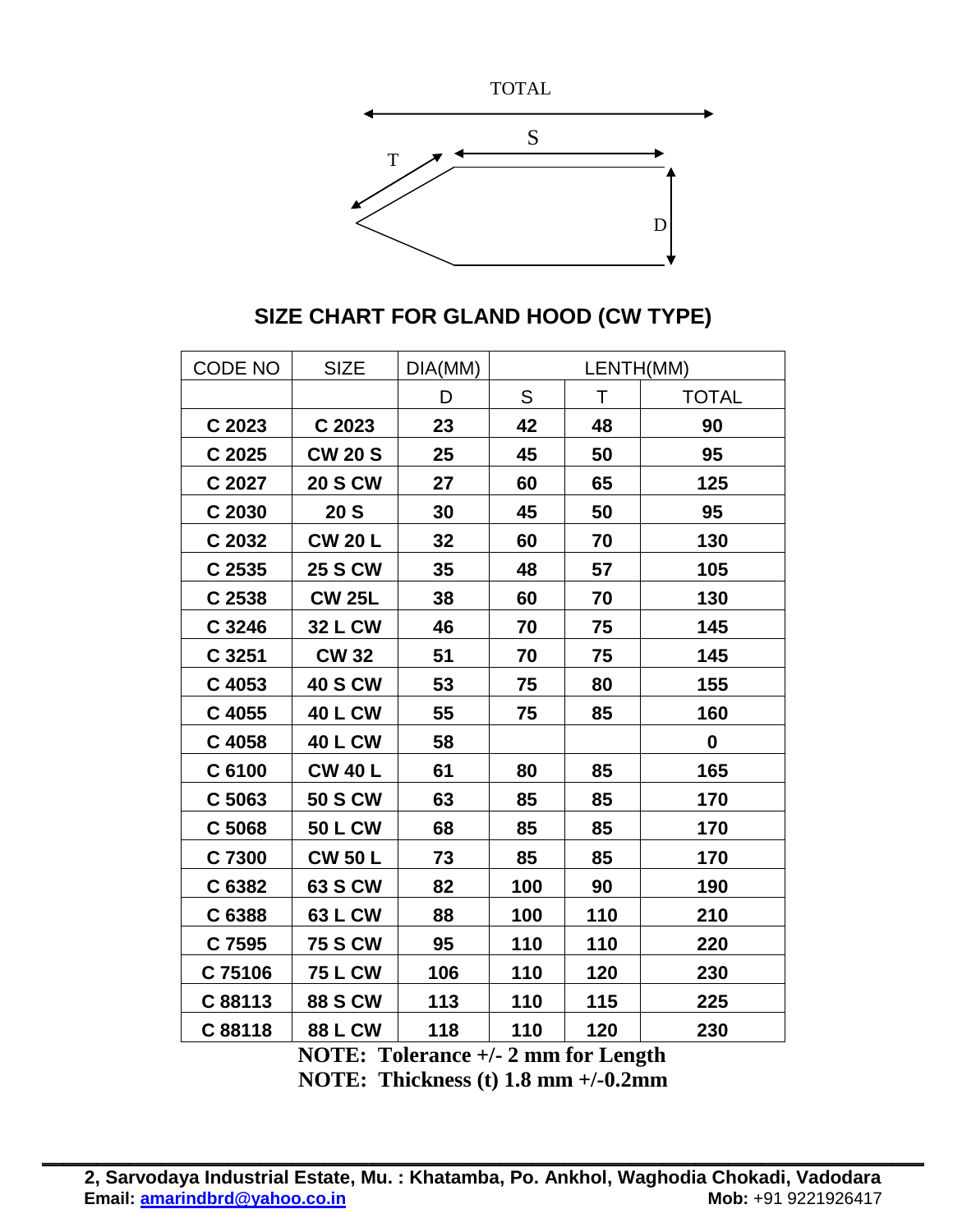TOTAL

S

T

D

## SIZE CHART FOR GLAND HOOD (CW TYPE)

| CODE NO | SIZE | DIA(MM) | LENTH(MM) | | |
|---|---|---|---|---|---|
| | | D | S | T | TOTAL |
| **C 2023** | **C 2023** | **23** | **42** | **48** | **90** |
| **C 2025** | **CW 20 S** | **25** | **45** | **50** | **95** |
| **C 2027** | **20 S CW** | **27** | **60** | **65** | **125** |
| **C 2030** | **20 S** | **30** | **45** | **50** | **95** |
| **C 2032** | **CW 20 L** | **32** | **60** | **70** | **130** |
| **C 2535** | **25 S CW** | **35** | **48** | **57** | **105** |
| **C 2538** | **CW 25L** | **38** | **60** | **70** | **130** |
| **C 3246** | **32 L CW** | **46** | **70** | **75** | **145** |
| **C 3251** | **CW 32** | **51** | **70** | **75** | **145** |
| **C 4053** | **40 S CW** | **53** | **75** | **80** | **155** |
| **C 4055** | **40 L CW** | **55** | **75** | **85** | **160** |
| **C 4058** | **40 L CW** | **58** | | | **0** |
| **C 6100** | **CW 40 L** | **61** | **80** | **85** | **165** |
| **C 5063** | **50 S CW** | **63** | **85** | **85** | **170** |
| **C 5068** | **50 L CW** | **68** | **85** | **85** | **170** |
| **C 7300** | **CW 50 L** | **73** | **85** | **85** | **170** |
| **C 6382** | **63 S CW** | **82** | **100** | **90** | **190** |
| **C 6388** | **63 L CW** | **88** | **100** | **110** | **210** |
| **C 7595** | **75 S CW** | **95** | **110** | **110** | **220** |
| **C 75106** | **75 L CW** | **106** | **110** | **120** | **230** |
| **C 88113** | **88 S CW** | **113** | **110** | **115** | **225** |
| **C 88118** | **88 L CW** | **118** | **110** | **120** | **230** |

**NOTE: Tolerance +/- 2 mm for Length**
**NOTE: Thickness (t) 1.8 mm +/-0.2mm**

**2, Sarvodaya Industrial Estate, Mu. : Khatamba, Po. Ankhol, Waghodia Chokadi, Vadodara**
**Email:** amarindbrd@yahoo.co.in **Mob:** +91 9221926417